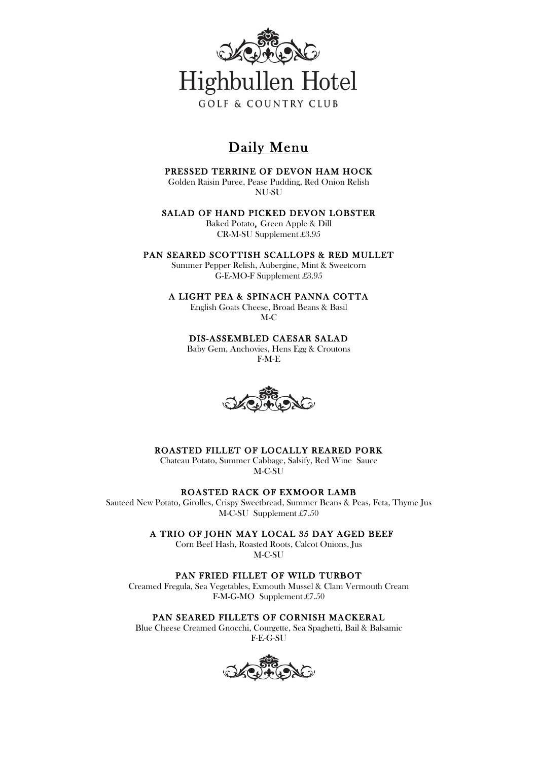# Highbullen Hotel

GOLF & COUNTRY CLUB

## Daily Menu

**PRESSED TERRINE OF DEVON HAM HOCK**
Golden Raisin Puree, Pease Pudding, Red Onion Relish
NU-SU

**SALAD OF HAND PICKED DEVON LOBSTER**
Baked Potato, Green Apple & Dill
CR-M-SU Supplement £3.95

**PAN SEARED SCOTTISH SCALLOPS & RED MULLET**
Summer Pepper Relish, Aubergine, Mint & Sweetcorn
G-E-MO-F Supplement £3.95

**A LIGHT PEA & SPINACH PANNA COTTA**
English Goats Cheese, Broad Beans & Basil
M-C

**DIS-ASSEMBLED CAESAR SALAD**
Baby Gem, Anchovies, Hens Egg & Croutons
F-M-E

**ROASTED FILLET OF LOCALLY REARED PORK**
Chateau Potato, Summer Cabbage, Salsify, Red Wine Sauce
M-C-SU

**ROASTED RACK OF EXMOOR LAMB**
Sauteed New Potato, Girolles, Crispy Sweetbread, Summer Beans & Peas, Feta, Thyme Jus
M-C-SU Supplement £7.50

**A TRIO OF JOHN MAY LOCAL 35 DAY AGED BEEF**
Corn Beef Hash, Roasted Roots, Calcot Onions, Jus
M-C-SU

**PAN FRIED FILLET OF WILD TURBOT**
Creamed Fregula, Sea Vegetables, Exmouth Mussel & Clam Vermouth Cream
F-M-G-MO Supplement £7.50

**PAN SEARED FILLETS OF CORNISH MACKERAL**
Blue Cheese Creamed Gnocchi, Courgette, Sea Spaghetti, Bail & Balsamic
F-E-G-SU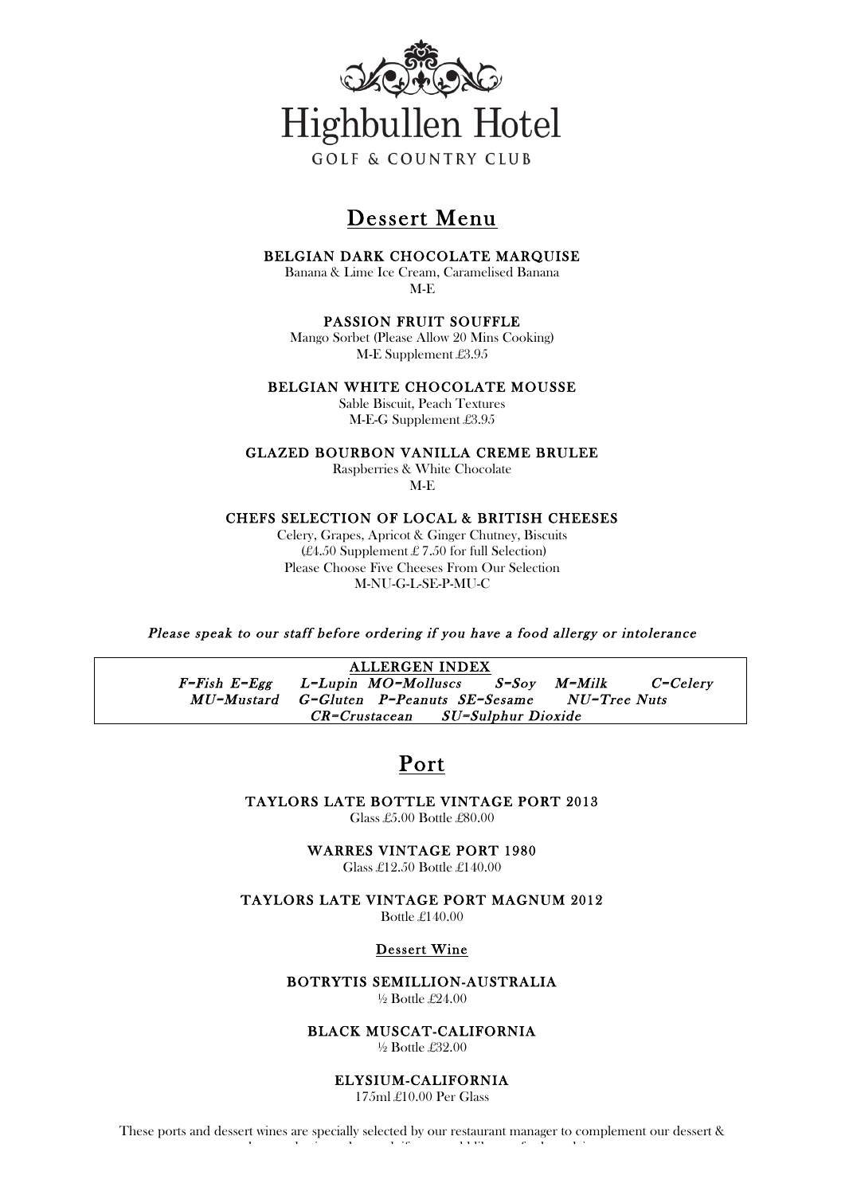# Highbullen Hotel

GOLF & COUNTRY CLUB

## Dessert Menu

**BELGIAN DARK CHOCOLATE MARQUISE**
Banana & Lime Ice Cream, Caramelised Banana
M-E

**PASSION FRUIT SOUFFLE**
Mango Sorbet (Please Allow 20 Mins Cooking)
M-E Supplement £3.95

**BELGIAN WHITE CHOCOLATE MOUSSE**
Sable Biscuit, Peach Textures
M-E-G Supplement £3.95

**GLAZED BOURBON VANILLA CREME BRULEE**
Raspberries & White Chocolate
M-E

**CHEFS SELECTION OF LOCAL & BRITISH CHEESES**
Celery, Grapes, Apricot & Ginger Chutney, Biscuits
(£4.50 Supplement £ 7.50 for full Selection)
Please Choose Five Cheeses From Our Selection
M-NU-G-L-SE-P-MU-C

*Please speak to our staff before ordering if you have a food allergy or intolerance*

**ALLERGEN INDEX**
*F=Fish E=Egg L=Lupin MO=Molluscs S=Soy M=Milk C=Celery*
*MU=Mustard G=Gluten P=Peanuts SE=Sesame NU=Tree Nuts*
*CR=Crustacean SU=Sulphur Dioxide*

## Port

**TAYLORS LATE BOTTLE VINTAGE PORT 2013**
Glass £5.00 Bottle £80.00

**WARRES VINTAGE PORT 1980**
Glass £12.50 Bottle £140.00

**TAYLORS LATE VINTAGE PORT MAGNUM 2012**
Bottle £140.00

### Dessert Wine

**BOTRYTIS SEMILLION-AUSTRALIA**
½ Bottle £24.00

**BLACK MUSCAT-CALIFORNIA**
½ Bottle £32.00

**ELYSIUM-CALIFORNIA**
175ml £10.00 Per Glass

These ports and dessert wines are specially selected by our restaurant manager to complement our dessert &